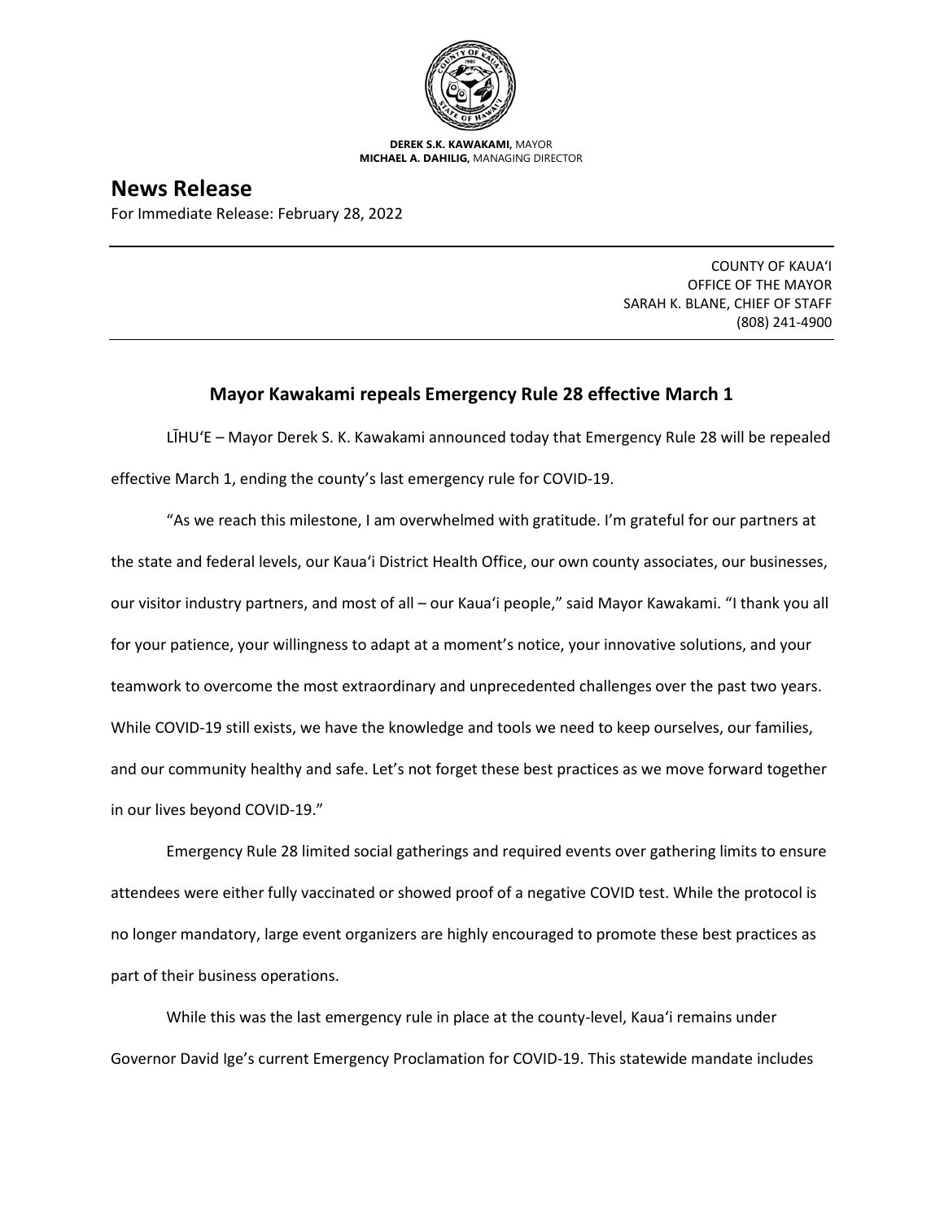**DEREK S.K. KAWAKAMI,** MAYOR
**MICHAEL A. DAHILIG,** MANAGING DIRECTOR

# News Release

For Immediate Release: February 28, 2022

COUNTY OF KAUAʻI
OFFICE OF THE MAYOR
SARAH K. BLANE, CHIEF OF STAFF
(808) 241-4900

## Mayor Kawakami repeals Emergency Rule 28 effective March 1

LĪHUʻE – Mayor Derek S. K. Kawakami announced today that Emergency Rule 28 will be repealed effective March 1, ending the county's last emergency rule for COVID-19.

"As we reach this milestone, I am overwhelmed with gratitude. I'm grateful for our partners at the state and federal levels, our Kauaʻi District Health Office, our own county associates, our businesses, our visitor industry partners, and most of all – our Kauaʻi people," said Mayor Kawakami. "I thank you all for your patience, your willingness to adapt at a moment's notice, your innovative solutions, and your teamwork to overcome the most extraordinary and unprecedented challenges over the past two years. While COVID-19 still exists, we have the knowledge and tools we need to keep ourselves, our families, and our community healthy and safe. Let's not forget these best practices as we move forward together in our lives beyond COVID-19."

Emergency Rule 28 limited social gatherings and required events over gathering limits to ensure attendees were either fully vaccinated or showed proof of a negative COVID test. While the protocol is no longer mandatory, large event organizers are highly encouraged to promote these best practices as part of their business operations.

While this was the last emergency rule in place at the county-level, Kauaʻi remains under Governor David Ige's current Emergency Proclamation for COVID-19. This statewide mandate includes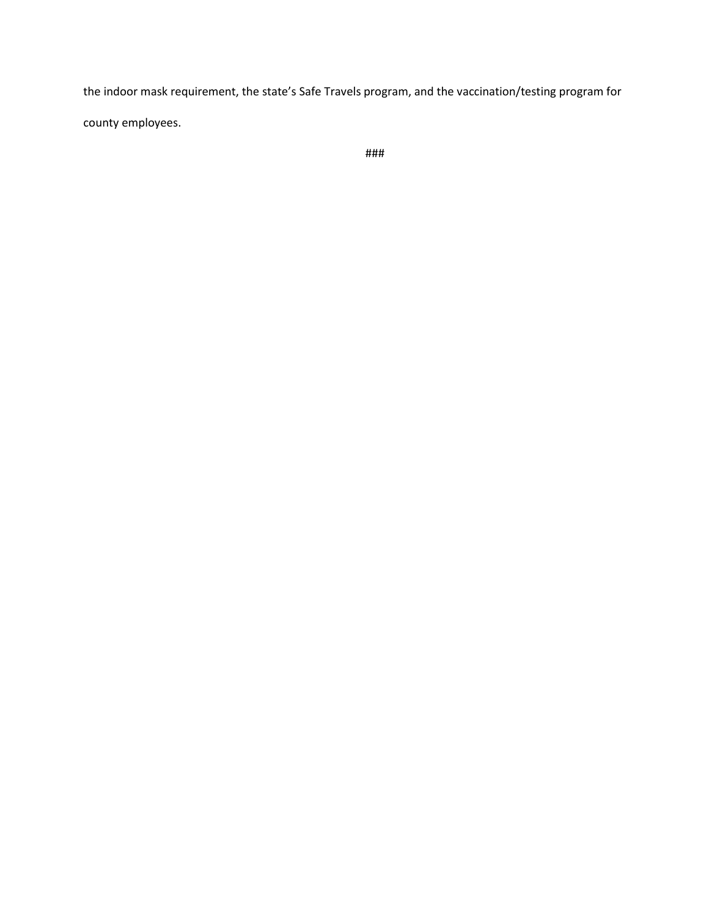the indoor mask requirement, the state's Safe Travels program, and the vaccination/testing program for county employees.

###